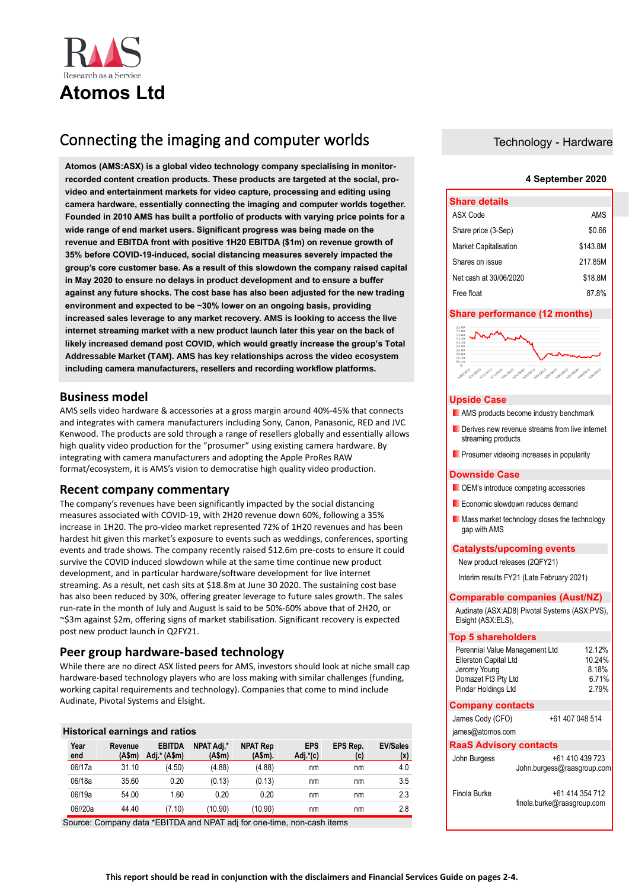RaaS Research as a Service

# Atomos Ltd

## Connecting the imaging and computer worlds

Technology - Hardware

4 September 2020

**Atomos (AMS:ASX) is a global video technology company specialising in monitor-recorded content creation products. These products are targeted at the social, pro-video and entertainment markets for video capture, processing and editing using camera hardware, essentially connecting the imaging and computer worlds together. Founded in 2010 AMS has built a portfolio of products with varying price points for a wide range of end market users. Significant progress was being made on the revenue and EBITDA front with positive 1H20 EBITDA ($1m) on revenue growth of 35% before COVID-19-induced, social distancing measures severely impacted the group's core customer base. As a result of this slowdown the company raised capital in May 2020 to ensure no delays in product development and to ensure a buffer against any future shocks. The cost base has also been adjusted for the new trading environment and expected to be ~30% lower on an ongoing basis, providing increased sales leverage to any market recovery. AMS is looking to access the live internet streaming market with a new product launch later this year on the back of likely increased demand post COVID, which would greatly increase the group's Total Addressable Market (TAM). AMS has key relationships across the video ecosystem including camera manufacturers, resellers and recording workflow platforms.**

## Business model

AMS sells video hardware & accessories at a gross margin around 40%-45% that connects and integrates with camera manufacturers including Sony, Canon, Panasonic, RED and JVC Kenwood. The products are sold through a range of resellers globally and essentially allows high quality video production for the "prosumer" using existing camera hardware. By integrating with camera manufacturers and adopting the Apple ProRes RAW format/ecosystem, it is AMS's vision to democratise high quality video production.

## Recent company commentary

The company's revenues have been significantly impacted by the social distancing measures associated with COVID-19, with 2H20 revenue down 60%, following a 35% increase in 1H20. The pro-video market represented 72% of 1H20 revenues and has been hardest hit given this market's exposure to events such as weddings, conferences, sporting events and trade shows. The company recently raised $12.6m pre-costs to ensure it could survive the COVID induced slowdown while at the same time continue new product development, and in particular hardware/software development for live internet streaming. As a result, net cash sits at $18.8m at June 30 2020. The sustaining cost base has also been reduced by 30%, offering greater leverage to future sales growth. The sales run-rate in the month of July and August is said to be 50%-60% above that of 2H20, or ~$3m against $2m, offering signs of market stabilisation. Significant recovery is expected post new product launch in Q2FY21.

## Peer group hardware-based technology

While there are no direct ASX listed peers for AMS, investors should look at niche small cap hardware-based technology players who are loss making with similar challenges (funding, working capital requirements and technology). Companies that come to mind include Audinate, Pivotal Systems and Elsight.

### Historical earnings and ratios

| Year end | Revenue (A$m) | EBITDA Adj.* (A$m) | NPAT Adj.* (A$m) | NPAT Rep (A$m). | EPS Adj.*(c) | EPS Rep. (c) | EV/Sales (x) |
|---|---|---|---|---|---|---|---|
| 06/17a | 31.10 | (4.50) | (4.88) | (4.88) | nm | nm | 4.0 |
| 06/18a | 35.60 | 0.20 | (0.13) | (0.13) | nm | nm | 3.5 |
| 06/19a | 54.00 | 1.60 | 0.20 | 0.20 | nm | nm | 2.3 |
| 06//20a | 44.40 | (7.10) | (10.90) | (10.90) | nm | nm | 2.8 |

Source: Company data *EBITDA and NPAT adj for one-time, non-cash items

### Share details

| | |
|---|---|
| ASX Code | AMS |
| Share price (3-Sep) | $0.66 |
| Market Capitalisation | $143.8M |
| Shares on issue | 217.85M |
| Net cash at 30/06/2020 | $18.8M |
| Free float | 87.8% |

### Share performance (12 months)

### Upside Case

- AMS products become industry benchmark
- Derives new revenue streams from live internet streaming products
- Prosumer videoing increases in popularity

### Downside Case

- OEM's introduce competing accessories
- Economic slowdown reduces demand
- Mass market technology closes the technology gap with AMS

### Catalysts/upcoming events

New product releases (2QFY21)

Interim results FY21 (Late February 2021)

### Comparable companies (Aust/NZ)

Audinate (ASX:AD8) Pivotal Systems (ASX:PVS), Elsight (ASX:ELS),

### Top 5 shareholders

| | |
|---|---|
| Perennial Value Management Ltd | 12.12% |
| Ellerston Capital Ltd | 10.24% |
| Jeromy Young | 8.18% |
| Domazet Ft3 Pty Ltd | 6.71% |
| Pindar Holdings Ltd | 2.79% |

### Company contacts

James Cody (CFO) +61 407 048 514

james@atomos.com

### RaaS Advisory contacts

John Burgess +61 410 439 723
John.burgess@raasgroup.com

Finola Burke +61 414 354 712
finola.burke@raasgroup.com

**This report should be read in conjunction with the disclaimers and Financial Services Guide on pages 2-4.**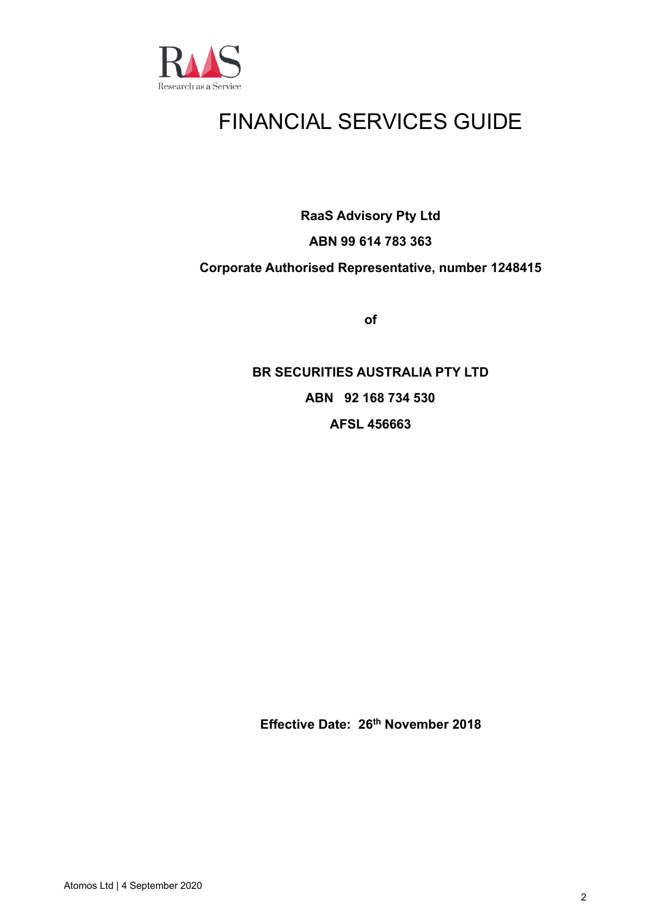# FINANCIAL SERVICES GUIDE

**RaaS Advisory Pty Ltd**

**ABN 99 614 783 363**

**Corporate Authorised Representative, number 1248415**

**of**

**BR SECURITIES AUSTRALIA PTY LTD**

**ABN 92 168 734 530**

**AFSL 456663**

**Effective Date: 26th November 2018**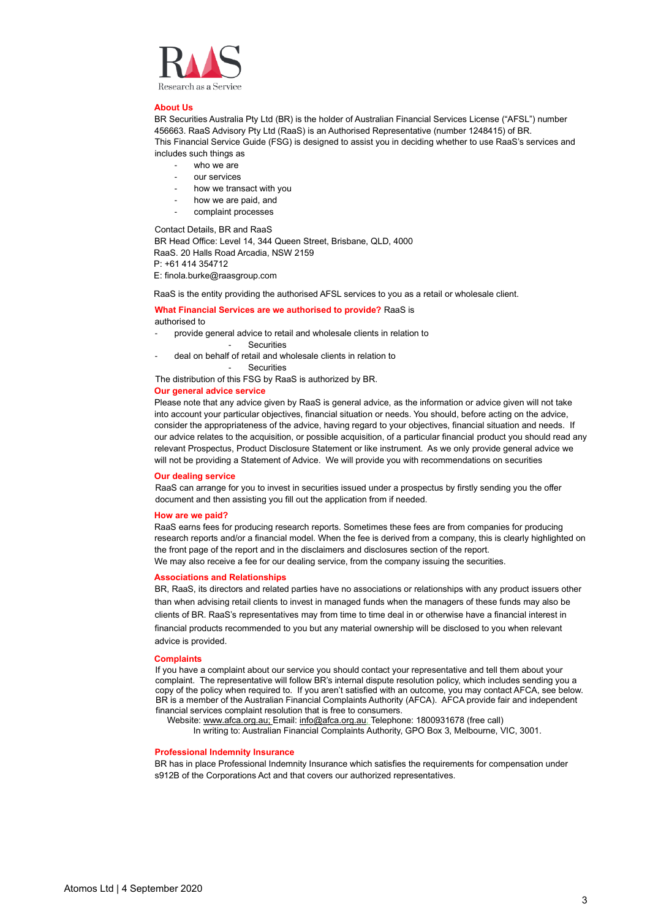RaaS

Research as a Service

## About Us

BR Securities Australia Pty Ltd (BR) is the holder of Australian Financial Services License ("AFSL") number 456663. RaaS Advisory Pty Ltd (RaaS) is an Authorised Representative (number 1248415) of BR.
This Financial Service Guide (FSG) is designed to assist you in deciding whether to use RaaS's services and includes such things as

- who we are
- our services
- how we transact with you
- how we are paid, and
- complaint processes

Contact Details, BR and RaaS
BR Head Office: Level 14, 344 Queen Street, Brisbane, QLD, 4000
RaaS. 20 Halls Road Arcadia, NSW 2159
P: +61 414 354712
E: finola.burke@raasgroup.com

RaaS is the entity providing the authorised AFSL services to you as a retail or wholesale client.

## What Financial Services are we authorised to provide?

RaaS is authorised to

- provide general advice to retail and wholesale clients in relation to
  - Securities
- deal on behalf of retail and wholesale clients in relation to
  - Securities

The distribution of this FSG by RaaS is authorized by BR.

## Our general advice service

Please note that any advice given by RaaS is general advice, as the information or advice given will not take into account your particular objectives, financial situation or needs. You should, before acting on the advice, consider the appropriateness of the advice, having regard to your objectives, financial situation and needs. If our advice relates to the acquisition, or possible acquisition, of a particular financial product you should read any relevant Prospectus, Product Disclosure Statement or like instrument. As we only provide general advice we will not be providing a Statement of Advice. We will provide you with recommendations on securities

## Our dealing service

RaaS can arrange for you to invest in securities issued under a prospectus by firstly sending you the offer document and then assisting you fill out the application from if needed.

## How are we paid?

RaaS earns fees for producing research reports. Sometimes these fees are from companies for producing research reports and/or a financial model. When the fee is derived from a company, this is clearly highlighted on the front page of the report and in the disclaimers and disclosures section of the report.
We may also receive a fee for our dealing service, from the company issuing the securities.

## Associations and Relationships

BR, RaaS, its directors and related parties have no associations or relationships with any product issuers other than when advising retail clients to invest in managed funds when the managers of these funds may also be clients of BR. RaaS's representatives may from time to time deal in or otherwise have a financial interest in financial products recommended to you but any material ownership will be disclosed to you when relevant advice is provided.

## Complaints

If you have a complaint about our service you should contact your representative and tell them about your complaint. The representative will follow BR's internal dispute resolution policy, which includes sending you a copy of the policy when required to. If you aren't satisfied with an outcome, you may contact AFCA, see below. BR is a member of the Australian Financial Complaints Authority (AFCA). AFCA provide fair and independent financial services complaint resolution that is free to consumers.

Website: www.afca.org.au; Email: info@afca.org.au; Telephone: 1800931678 (free call)
In writing to: Australian Financial Complaints Authority, GPO Box 3, Melbourne, VIC, 3001.

## Professional Indemnity Insurance

BR has in place Professional Indemnity Insurance which satisfies the requirements for compensation under s912B of the Corporations Act and that covers our authorized representatives.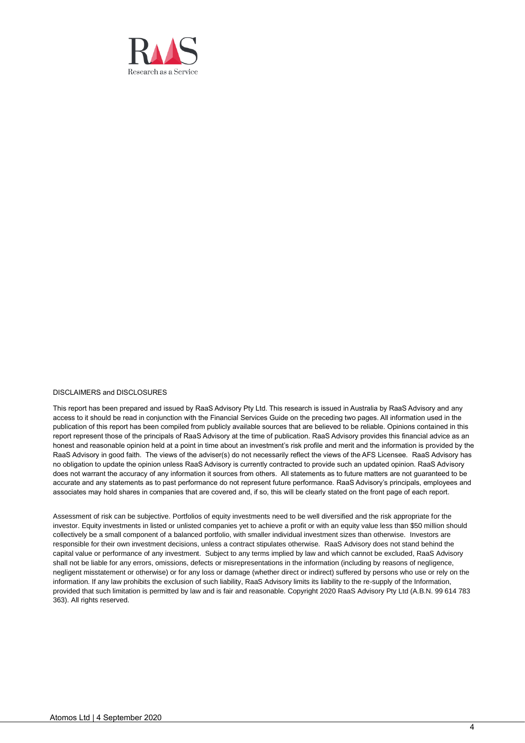DISCLAIMERS and DISCLOSURES

This report has been prepared and issued by RaaS Advisory Pty Ltd. This research is issued in Australia by RaaS Advisory and any access to it should be read in conjunction with the Financial Services Guide on the preceding two pages. All information used in the publication of this report has been compiled from publicly available sources that are believed to be reliable. Opinions contained in this report represent those of the principals of RaaS Advisory at the time of publication. RaaS Advisory provides this financial advice as an honest and reasonable opinion held at a point in time about an investment's risk profile and merit and the information is provided by the RaaS Advisory in good faith. The views of the adviser(s) do not necessarily reflect the views of the AFS Licensee. RaaS Advisory has no obligation to update the opinion unless RaaS Advisory is currently contracted to provide such an updated opinion. RaaS Advisory does not warrant the accuracy of any information it sources from others. All statements as to future matters are not guaranteed to be accurate and any statements as to past performance do not represent future performance. RaaS Advisory's principals, employees and associates may hold shares in companies that are covered and, if so, this will be clearly stated on the front page of each report.

Assessment of risk can be subjective. Portfolios of equity investments need to be well diversified and the risk appropriate for the investor. Equity investments in listed or unlisted companies yet to achieve a profit or with an equity value less than $50 million should collectively be a small component of a balanced portfolio, with smaller individual investment sizes than otherwise. Investors are responsible for their own investment decisions, unless a contract stipulates otherwise. RaaS Advisory does not stand behind the capital value or performance of any investment. Subject to any terms implied by law and which cannot be excluded, RaaS Advisory shall not be liable for any errors, omissions, defects or misrepresentations in the information (including by reasons of negligence, negligent misstatement or otherwise) or for any loss or damage (whether direct or indirect) suffered by persons who use or rely on the information. If any law prohibits the exclusion of such liability, RaaS Advisory limits its liability to the re-supply of the Information, provided that such limitation is permitted by law and is fair and reasonable. Copyright 2020 RaaS Advisory Pty Ltd (A.B.N. 99 614 783 363). All rights reserved.